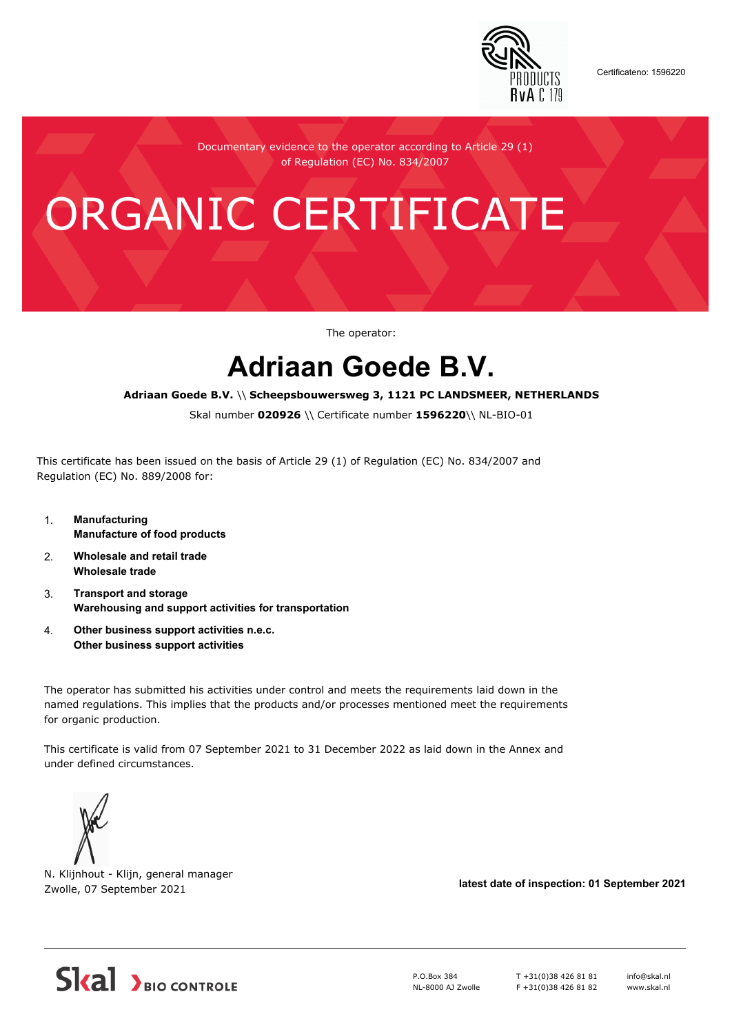Certificateno: 1596220

Documentary evidence to the operator according to Article 29 (1) of Regulation (EC) No. 834/2007

# ORGANIC CERTIFICATE

The operator:

## Adriaan Goede B.V.

**Adriaan Goede B.V.** \\ **Scheepsbouwersweg 3, 1121 PC LANDSMEER, NETHERLANDS**

Skal number **020926** \\ Certificate number **1596220**\\ NL-BIO-01

This certificate has been issued on the basis of Article 29 (1) of Regulation (EC) No. 834/2007 and Regulation (EC) No. 889/2008 for:

1. **Manufacturing**
   **Manufacture of food products**
2. **Wholesale and retail trade**
   **Wholesale trade**
3. **Transport and storage**
   **Warehousing and support activities for transportation**
4. **Other business support activities n.e.c.**
   **Other business support activities**

The operator has submitted his activities under control and meets the requirements laid down in the named regulations. This implies that the products and/or processes mentioned meet the requirements for organic production.

This certificate is valid from 07 September 2021 to 31 December 2022 as laid down in the Annex and under defined circumstances.

N. Klijnhout - Klijn, general manager
Zwolle, 07 September 2021

**latest date of inspection: 01 September 2021**

Skal BIO CONTROLE

P.O.Box 384
NL-8000 AJ Zwolle

T +31(0)38 426 81 81
F +31(0)38 426 81 82

info@skal.nl
www.skal.nl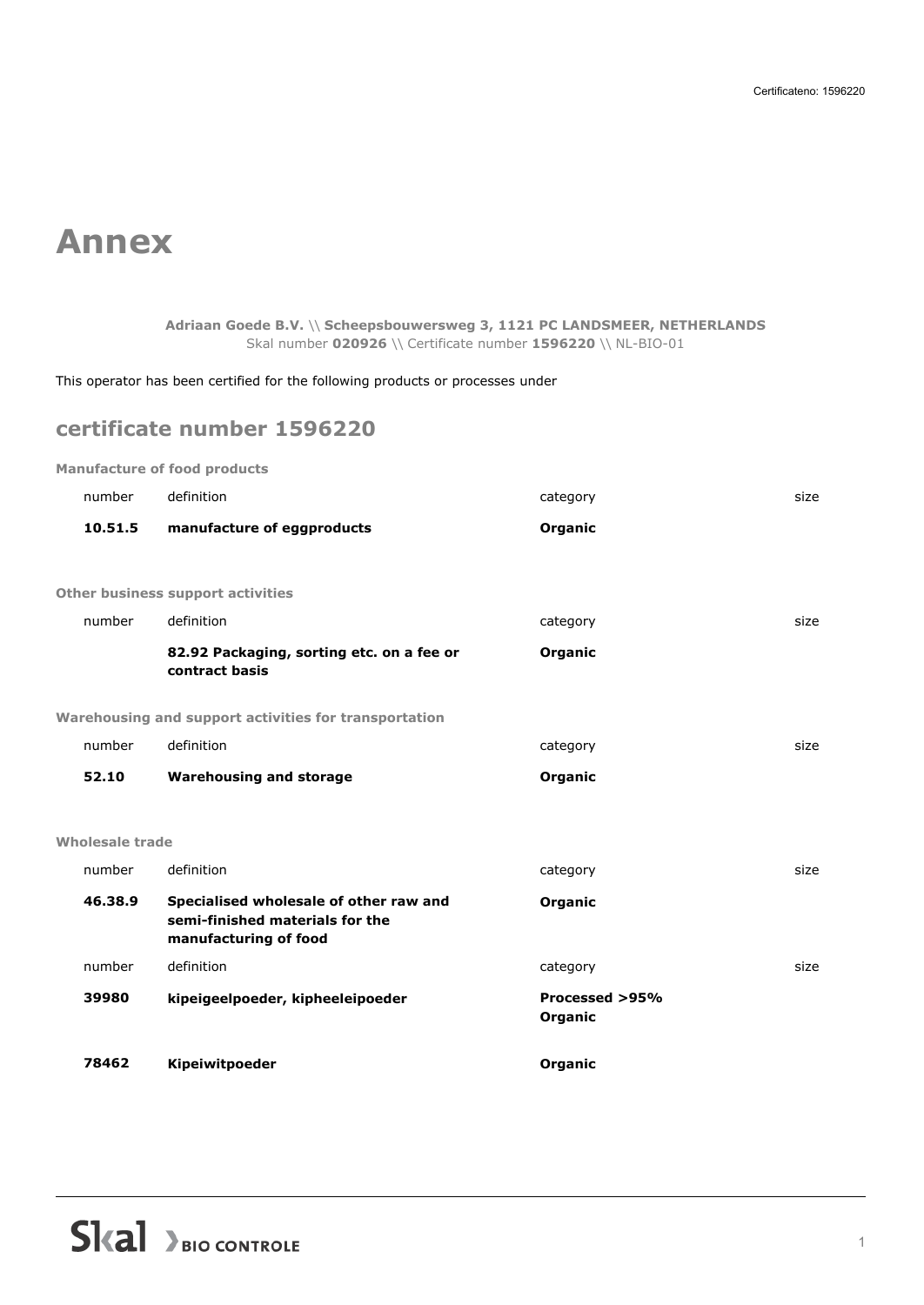# Annex

**Adriaan Goede B.V.** \\ **Scheepsbouwersweg 3, 1121 PC LANDSMEER, NETHERLANDS**
Skal number **020926** \\ Certificate number **1596220** \\ NL-BIO-01

This operator has been certified for the following products or processes under

## certificate number 1596220

**Manufacture of food products**

| number | definition | category | size |
|---|---|---|---|
| **10.51.5** | **manufacture of eggproducts** | **Organic** | |

**Other business support activities**

| number | definition | category | size |
|---|---|---|---|
| | **82.92 Packaging, sorting etc. on a fee or contract basis** | **Organic** | |

**Warehousing and support activities for transportation**

| number | definition | category | size |
|---|---|---|---|
| **52.10** | **Warehousing and storage** | **Organic** | |

**Wholesale trade**

| number | definition | category | size |
|---|---|---|---|
| **46.38.9** | **Specialised wholesale of other raw and semi-finished materials for the manufacturing of food** | **Organic** | |

| number | definition | category | size |
|---|---|---|---|
| **39980** | **kipeigeelpoeder, kipheeleipoeder** | **Processed >95% Organic** | |
| **78462** | **Kipeiwitpoeder** | **Organic** | |